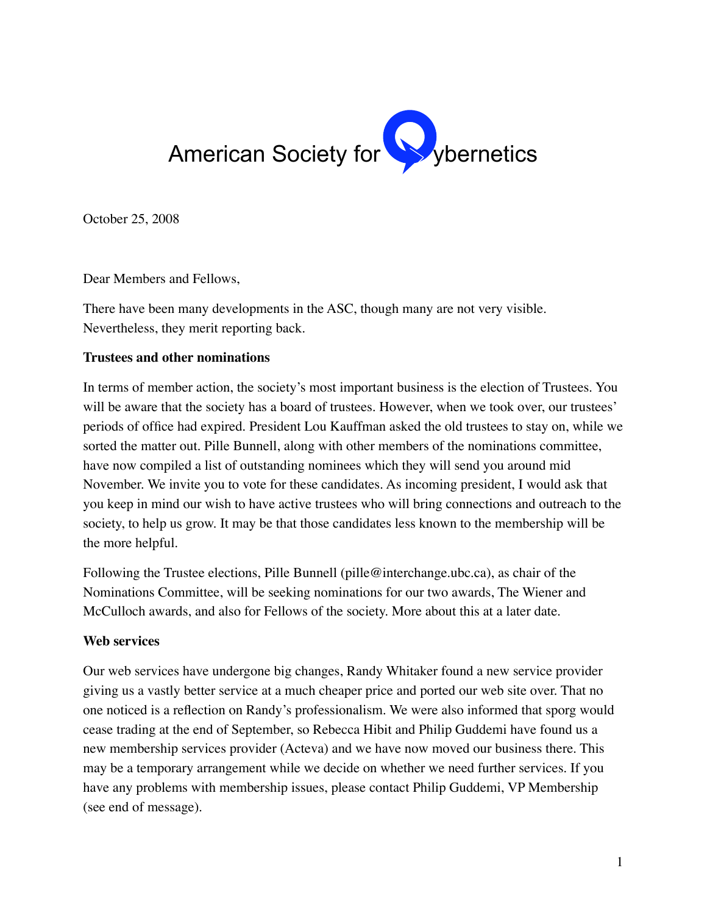# American Society for Cybernetics

October 25, 2008

Dear Members and Fellows,

There have been many developments in the ASC, though many are not very visible. Nevertheless, they merit reporting back.

**Trustees and other nominations**

In terms of member action, the society's most important business is the election of Trustees. You will be aware that the society has a board of trustees. However, when we took over, our trustees' periods of office had expired. President Lou Kauffman asked the old trustees to stay on, while we sorted the matter out. Pille Bunnell, along with other members of the nominations committee, have now compiled a list of outstanding nominees which they will send you around mid November. We invite you to vote for these candidates. As incoming president, I would ask that you keep in mind our wish to have active trustees who will bring connections and outreach to the society, to help us grow. It may be that those candidates less known to the membership will be the more helpful.

Following the Trustee elections, Pille Bunnell (pille@interchange.ubc.ca), as chair of the Nominations Committee, will be seeking nominations for our two awards, The Wiener and McCulloch awards, and also for Fellows of the society. More about this at a later date.

**Web services**

Our web services have undergone big changes, Randy Whitaker found a new service provider giving us a vastly better service at a much cheaper price and ported our web site over. That no one noticed is a reflection on Randy's professionalism. We were also informed that sporg would cease trading at the end of September, so Rebecca Hibit and Philip Guddemi have found us a new membership services provider (Acteva) and we have now moved our business there. This may be a temporary arrangement while we decide on whether we need further services. If you have any problems with membership issues, please contact Philip Guddemi, VP Membership (see end of message).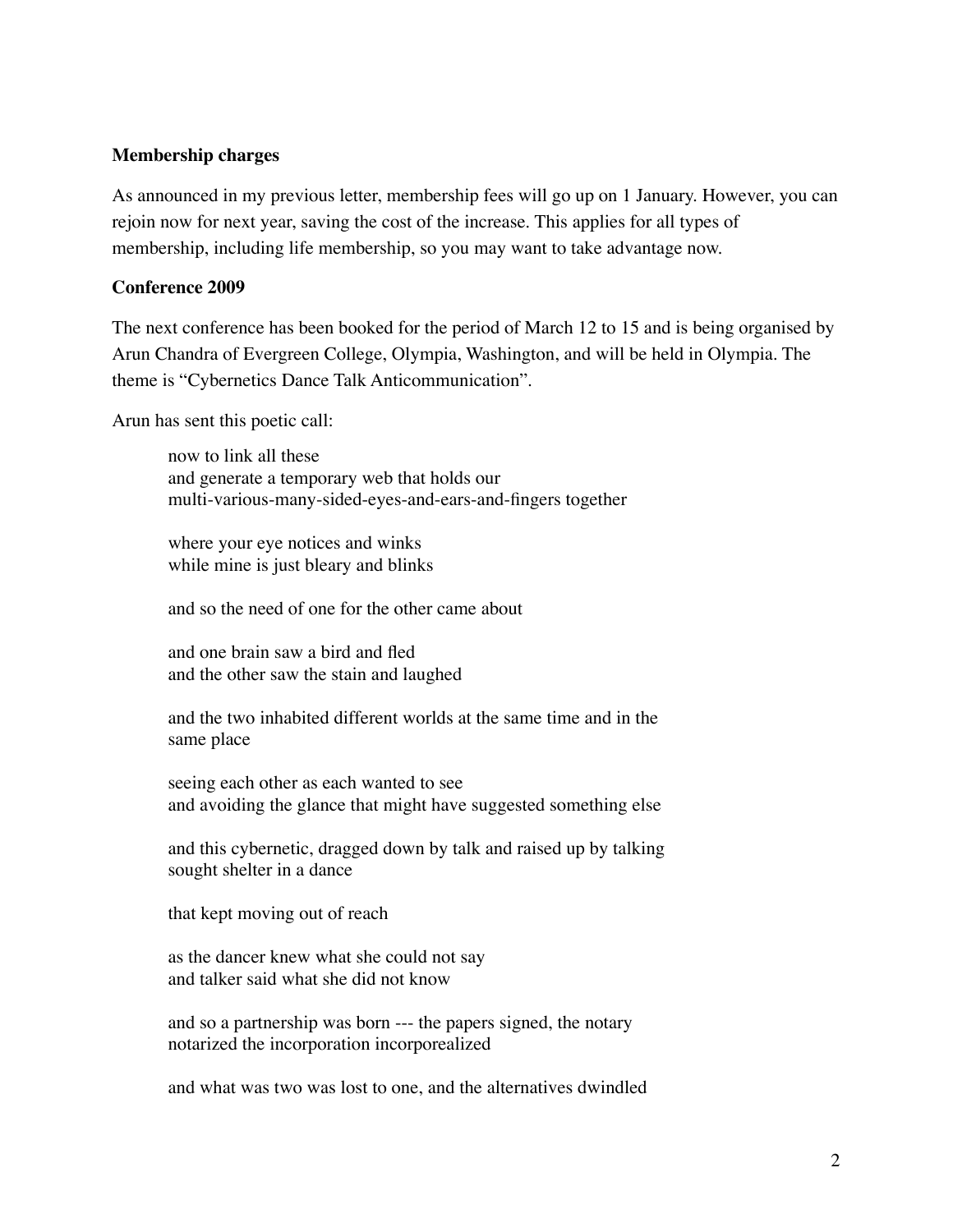### Membership charges

As announced in my previous letter, membership fees will go up on 1 January. However, you can rejoin now for next year, saving the cost of the increase. This applies for all types of membership, including life membership, so you may want to take advantage now.

### Conference 2009

The next conference has been booked for the period of March 12 to 15 and is being organised by Arun Chandra of Evergreen College, Olympia, Washington, and will be held in Olympia. The theme is "Cybernetics Dance Talk Anticommunication".

Arun has sent this poetic call:

> now to link all these
> and generate a temporary web that holds our
> multi-various-many-sided-eyes-and-ears-and-fingers together
>
> where your eye notices and winks
> while mine is just bleary and blinks
>
> and so the need of one for the other came about
>
> and one brain saw a bird and fled
> and the other saw the stain and laughed
>
> and the two inhabited different worlds at the same time and in the
> same place
>
> seeing each other as each wanted to see
> and avoiding the glance that might have suggested something else
>
> and this cybernetic, dragged down by talk and raised up by talking
> sought shelter in a dance
>
> that kept moving out of reach
>
> as the dancer knew what she could not say
> and talker said what she did not know
>
> and so a partnership was born --- the papers signed, the notary
> notarized the incorporation incorporealized
>
> and what was two was lost to one, and the alternatives dwindled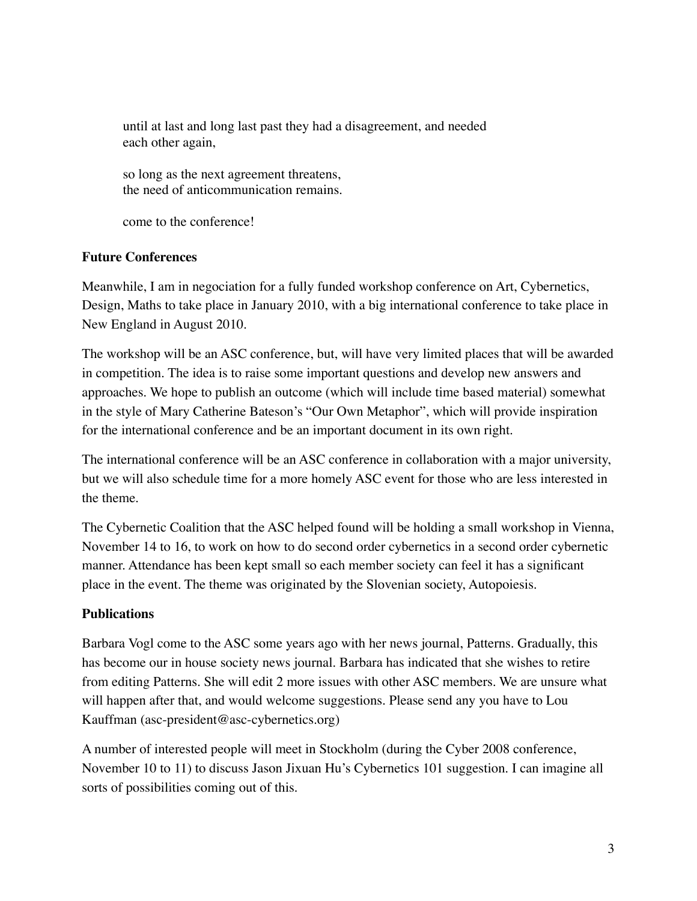until at last and long last past they had a disagreement, and needed each other again,

so long as the next agreement threatens,
the need of anticommunication remains.

come to the conference!

### Future Conferences

Meanwhile, I am in negociation for a fully funded workshop conference on Art, Cybernetics, Design, Maths to take place in January 2010, with a big international conference to take place in New England in August 2010.

The workshop will be an ASC conference, but, will have very limited places that will be awarded in competition. The idea is to raise some important questions and develop new answers and approaches. We hope to publish an outcome (which will include time based material) somewhat in the style of Mary Catherine Bateson's "Our Own Metaphor", which will provide inspiration for the international conference and be an important document in its own right.

The international conference will be an ASC conference in collaboration with a major university, but we will also schedule time for a more homely ASC event for those who are less interested in the theme.

The Cybernetic Coalition that the ASC helped found will be holding a small workshop in Vienna, November 14 to 16, to work on how to do second order cybernetics in a second order cybernetic manner. Attendance has been kept small so each member society can feel it has a significant place in the event. The theme was originated by the Slovenian society, Autopoiesis.

### Publications

Barbara Vogl come to the ASC some years ago with her news journal, Patterns. Gradually, this has become our in house society news journal. Barbara has indicated that she wishes to retire from editing Patterns. She will edit 2 more issues with other ASC members. We are unsure what will happen after that, and would welcome suggestions. Please send any you have to Lou Kauffman (asc-president@asc-cybernetics.org)

A number of interested people will meet in Stockholm (during the Cyber 2008 conference, November 10 to 11) to discuss Jason Jixuan Hu's Cybernetics 101 suggestion. I can imagine all sorts of possibilities coming out of this.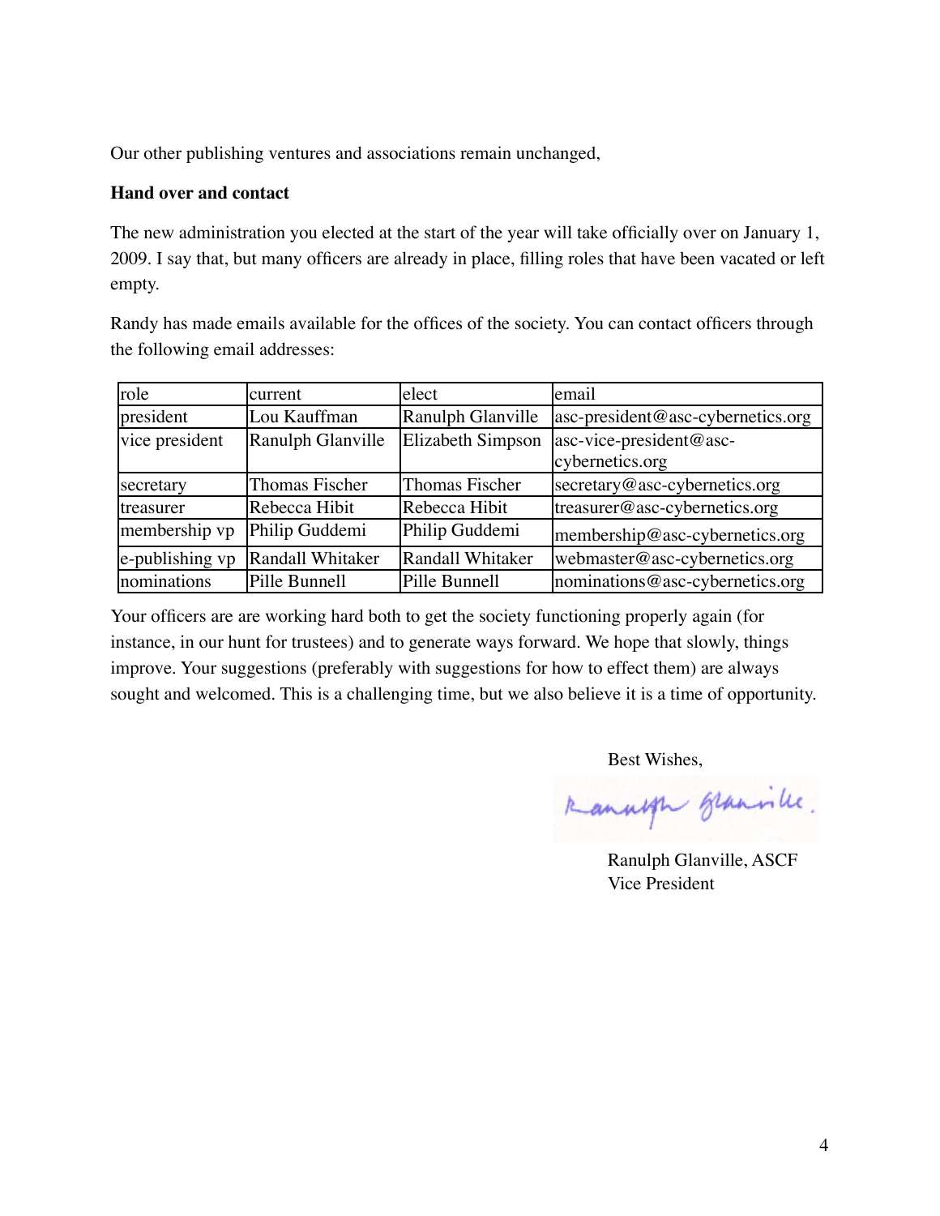Our other publishing ventures and associations remain unchanged,

**Hand over and contact**

The new administration you elected at the start of the year will take officially over on January 1, 2009. I say that, but many officers are already in place, filling roles that have been vacated or left empty.

Randy has made emails available for the offices of the society. You can contact officers through the following email addresses:

| role | current | elect | email |
|---|---|---|---|
| president | Lou Kauffman | Ranulph Glanville | asc-president@asc-cybernetics.org |
| vice president | Ranulph Glanville | Elizabeth Simpson | asc-vice-president@asc-cybernetics.org |
| secretary | Thomas Fischer | Thomas Fischer | secretary@asc-cybernetics.org |
| treasurer | Rebecca Hibit | Rebecca Hibit | treasurer@asc-cybernetics.org |
| membership vp | Philip Guddemi | Philip Guddemi | membership@asc-cybernetics.org |
| e-publishing vp | Randall Whitaker | Randall Whitaker | webmaster@asc-cybernetics.org |
| nominations | Pille Bunnell | Pille Bunnell | nominations@asc-cybernetics.org |

Your officers are are working hard both to get the society functioning properly again (for instance, in our hunt for trustees) and to generate ways forward. We hope that slowly, things improve. Your suggestions (preferably with suggestions for how to effect them) are always sought and welcomed. This is a challenging time, but we also believe it is a time of opportunity.

Best Wishes,

Ranulph Glanville.

Ranulph Glanville, ASCF
Vice President